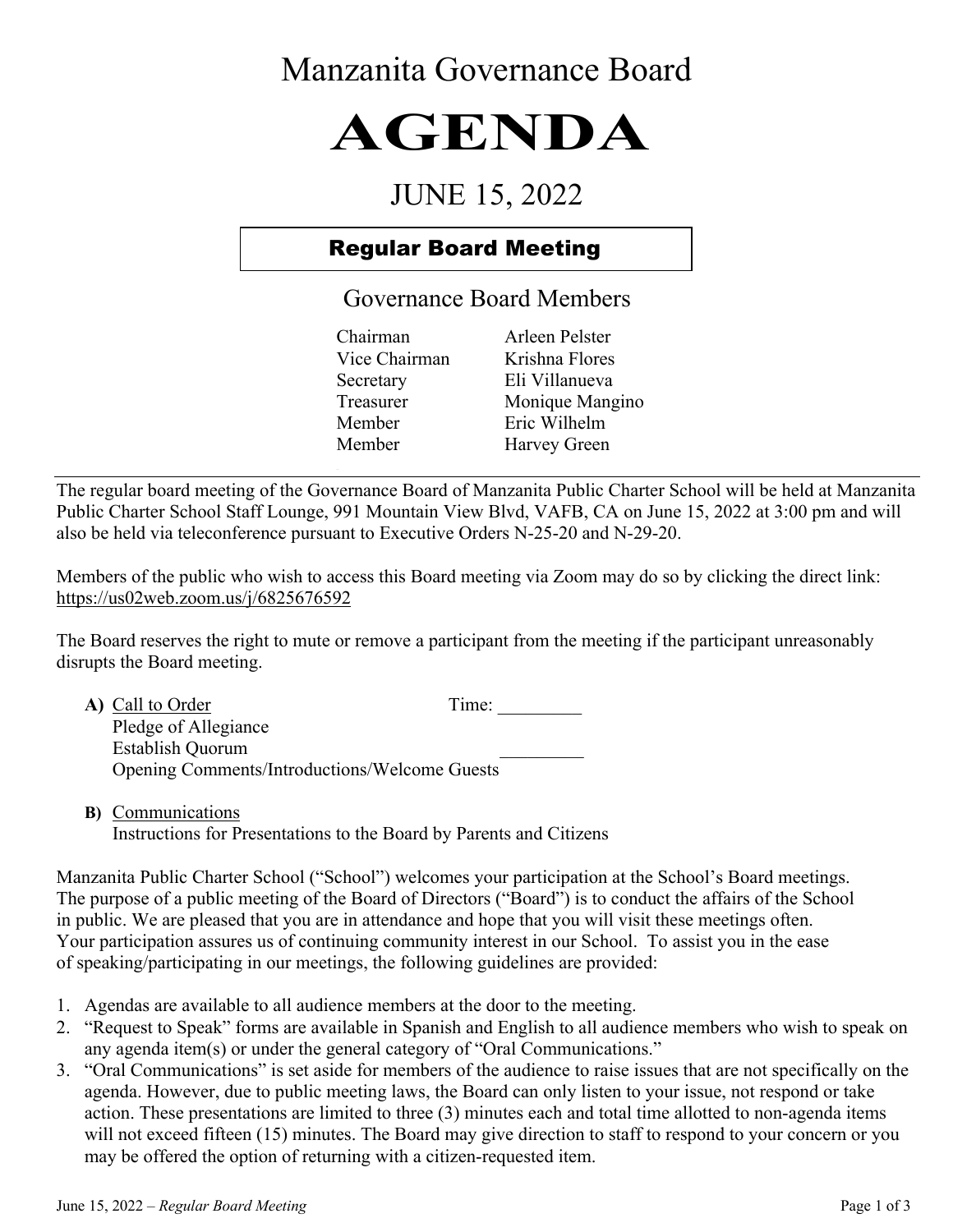# Manzanita Governance Board

# AGENDA

## JUNE 15, 2022

**Regular Board Meeting**

### Governance Board Members

| | |
|---|---|
| Chairman | Arleen Pelster |
| Vice Chairman | Krishna Flores |
| Secretary | Eli Villanueva |
| Treasurer | Monique Mangino |
| Member | Eric Wilhelm |
| Member | Harvey Green |

The regular board meeting of the Governance Board of Manzanita Public Charter School will be held at Manzanita Public Charter School Staff Lounge, 991 Mountain View Blvd, VAFB, CA on June 15, 2022 at 3:00 pm and will also be held via teleconference pursuant to Executive Orders N-25-20 and N-29-20.

Members of the public who wish to access this Board meeting via Zoom may do so by clicking the direct link: https://us02web.zoom.us/j/6825676592

The Board reserves the right to mute or remove a participant from the meeting if the participant unreasonably disrupts the Board meeting.

**A)** Call to Order Time: _________
Pledge of Allegiance
Establish Quorum _________
Opening Comments/Introductions/Welcome Guests

**B)** Communications
Instructions for Presentations to the Board by Parents and Citizens

Manzanita Public Charter School ("School") welcomes your participation at the School's Board meetings. The purpose of a public meeting of the Board of Directors ("Board") is to conduct the affairs of the School in public. We are pleased that you are in attendance and hope that you will visit these meetings often. Your participation assures us of continuing community interest in our School. To assist you in the ease of speaking/participating in our meetings, the following guidelines are provided:

1. Agendas are available to all audience members at the door to the meeting.
2. "Request to Speak" forms are available in Spanish and English to all audience members who wish to speak on any agenda item(s) or under the general category of "Oral Communications."
3. "Oral Communications" is set aside for members of the audience to raise issues that are not specifically on the agenda. However, due to public meeting laws, the Board can only listen to your issue, not respond or take action. These presentations are limited to three (3) minutes each and total time allotted to non-agenda items will not exceed fifteen (15) minutes. The Board may give direction to staff to respond to your concern or you may be offered the option of returning with a citizen-requested item.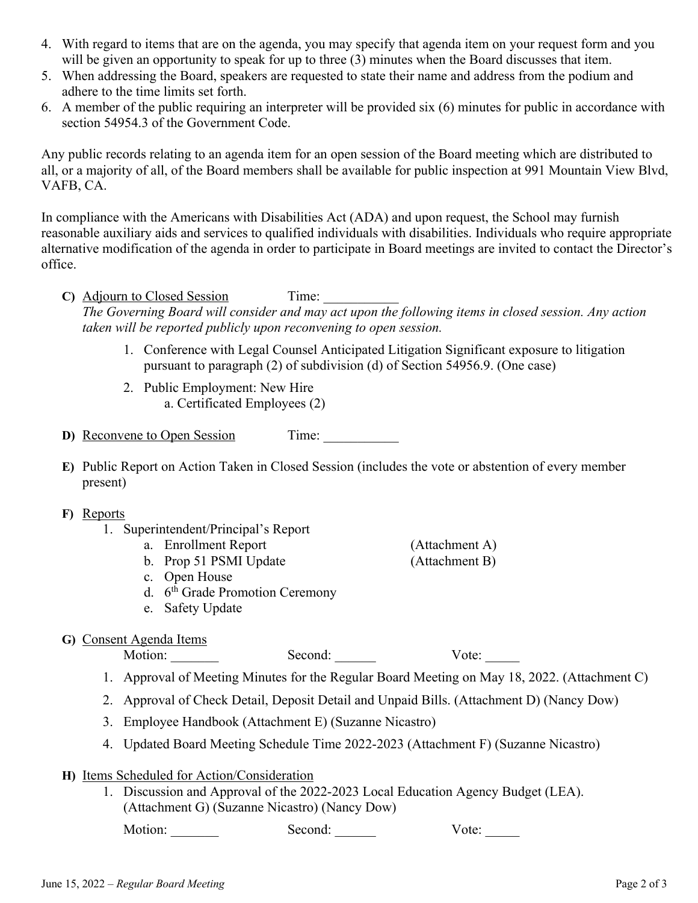4. With regard to items that are on the agenda, you may specify that agenda item on your request form and you will be given an opportunity to speak for up to three (3) minutes when the Board discusses that item.
5. When addressing the Board, speakers are requested to state their name and address from the podium and adhere to the time limits set forth.
6. A member of the public requiring an interpreter will be provided six (6) minutes for public in accordance with section 54954.3 of the Government Code.

Any public records relating to an agenda item for an open session of the Board meeting which are distributed to all, or a majority of all, of the Board members shall be available for public inspection at 991 Mountain View Blvd, VAFB, CA.

In compliance with the Americans with Disabilities Act (ADA) and upon request, the School may furnish reasonable auxiliary aids and services to qualified individuals with disabilities. Individuals who require appropriate alternative modification of the agenda in order to participate in Board meetings are invited to contact the Director's office.

**C)** Adjourn to Closed Session Time: ___________

*The Governing Board will consider and may act upon the following items in closed session. Any action taken will be reported publicly upon reconvening to open session.*

1. Conference with Legal Counsel Anticipated Litigation Significant exposure to litigation pursuant to paragraph (2) of subdivision (d) of Section 54956.9. (One case)
2. Public Employment: New Hire
   a. Certificated Employees (2)

**D)** Reconvene to Open Session Time: ___________

**E)** Public Report on Action Taken in Closed Session (includes the vote or abstention of every member present)

**F)** Reports

1. Superintendent/Principal's Report
   a. Enrollment Report (Attachment A)
   b. Prop 51 PSMI Update (Attachment B)
   c. Open House
   d. 6th Grade Promotion Ceremony
   e. Safety Update

**G)** Consent Agenda Items

Motion: _______ Second: ______ Vote: _____

1. Approval of Meeting Minutes for the Regular Board Meeting on May 18, 2022. (Attachment C)
2. Approval of Check Detail, Deposit Detail and Unpaid Bills. (Attachment D) (Nancy Dow)
3. Employee Handbook (Attachment E) (Suzanne Nicastro)
4. Updated Board Meeting Schedule Time 2022-2023 (Attachment F) (Suzanne Nicastro)

**H)** Items Scheduled for Action/Consideration

1. Discussion and Approval of the 2022-2023 Local Education Agency Budget (LEA). (Attachment G) (Suzanne Nicastro) (Nancy Dow)

   Motion: _______ Second: ______ Vote: _____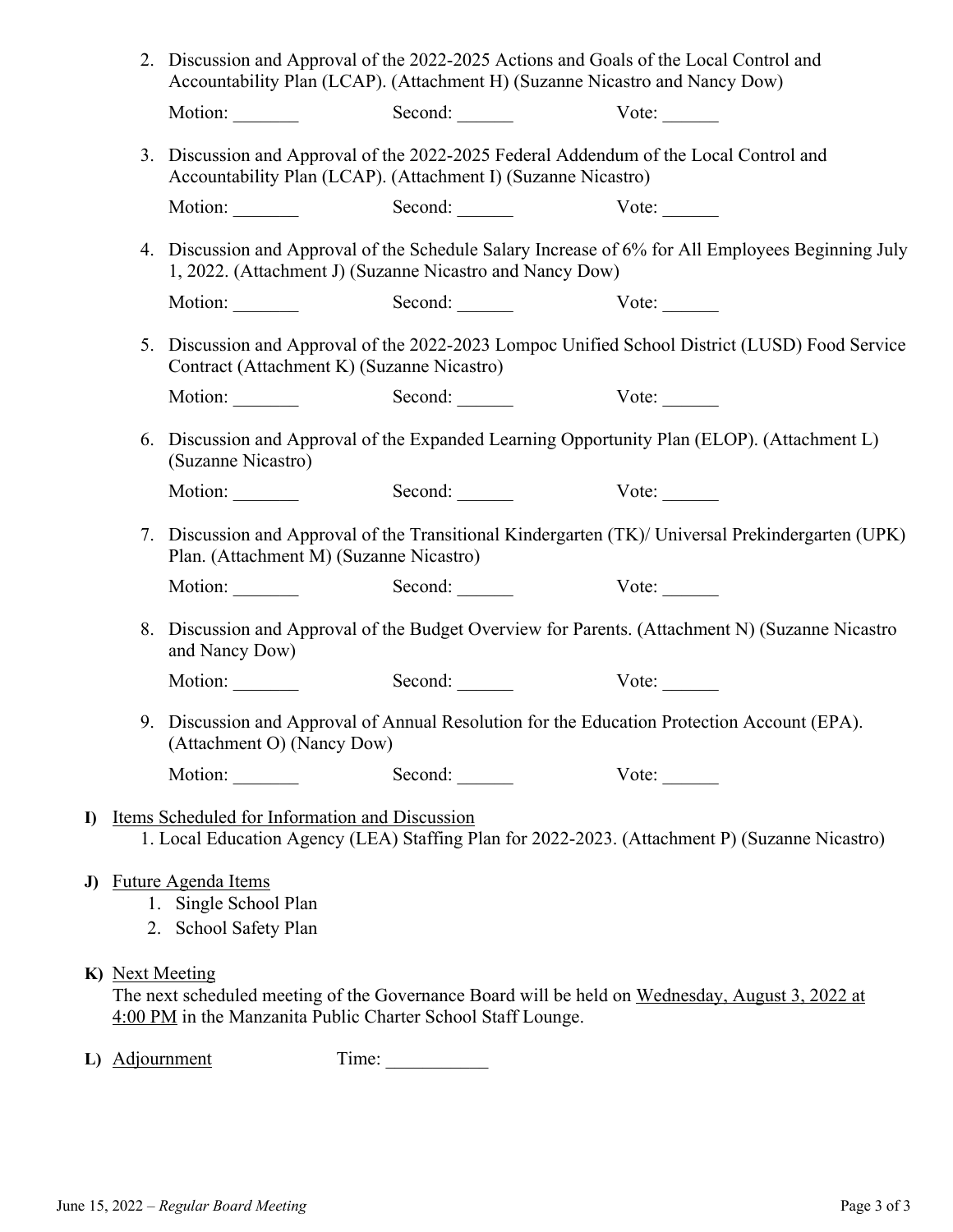2. Discussion and Approval of the 2022-2025 Actions and Goals of the Local Control and Accountability Plan (LCAP). (Attachment H) (Suzanne Nicastro and Nancy Dow)

   Motion: _______ Second: ______ Vote: ______

3. Discussion and Approval of the 2022-2025 Federal Addendum of the Local Control and Accountability Plan (LCAP). (Attachment I) (Suzanne Nicastro)

   Motion: _______ Second: ______ Vote: ______

4. Discussion and Approval of the Schedule Salary Increase of 6% for All Employees Beginning July 1, 2022. (Attachment J) (Suzanne Nicastro and Nancy Dow)

   Motion: _______ Second: ______ Vote: ______

5. Discussion and Approval of the 2022-2023 Lompoc Unified School District (LUSD) Food Service Contract (Attachment K) (Suzanne Nicastro)

   Motion: _______ Second: ______ Vote: ______

6. Discussion and Approval of the Expanded Learning Opportunity Plan (ELOP). (Attachment L) (Suzanne Nicastro)

   Motion: _______ Second: ______ Vote: ______

7. Discussion and Approval of the Transitional Kindergarten (TK)/ Universal Prekindergarten (UPK) Plan. (Attachment M) (Suzanne Nicastro)

   Motion: _______ Second: ______ Vote: ______

8. Discussion and Approval of the Budget Overview for Parents. (Attachment N) (Suzanne Nicastro and Nancy Dow)

   Motion: _______ Second: ______ Vote: ______

9. Discussion and Approval of Annual Resolution for the Education Protection Account (EPA). (Attachment O) (Nancy Dow)

   Motion: _______ Second: ______ Vote: ______

**I)** Items Scheduled for Information and Discussion

1. Local Education Agency (LEA) Staffing Plan for 2022-2023. (Attachment P) (Suzanne Nicastro)

**J)** Future Agenda Items

1. Single School Plan
2. School Safety Plan

**K)** Next Meeting

The next scheduled meeting of the Governance Board will be held on Wednesday, August 3, 2022 at 4:00 PM in the Manzanita Public Charter School Staff Lounge.

**L)** Adjournment Time: ___________